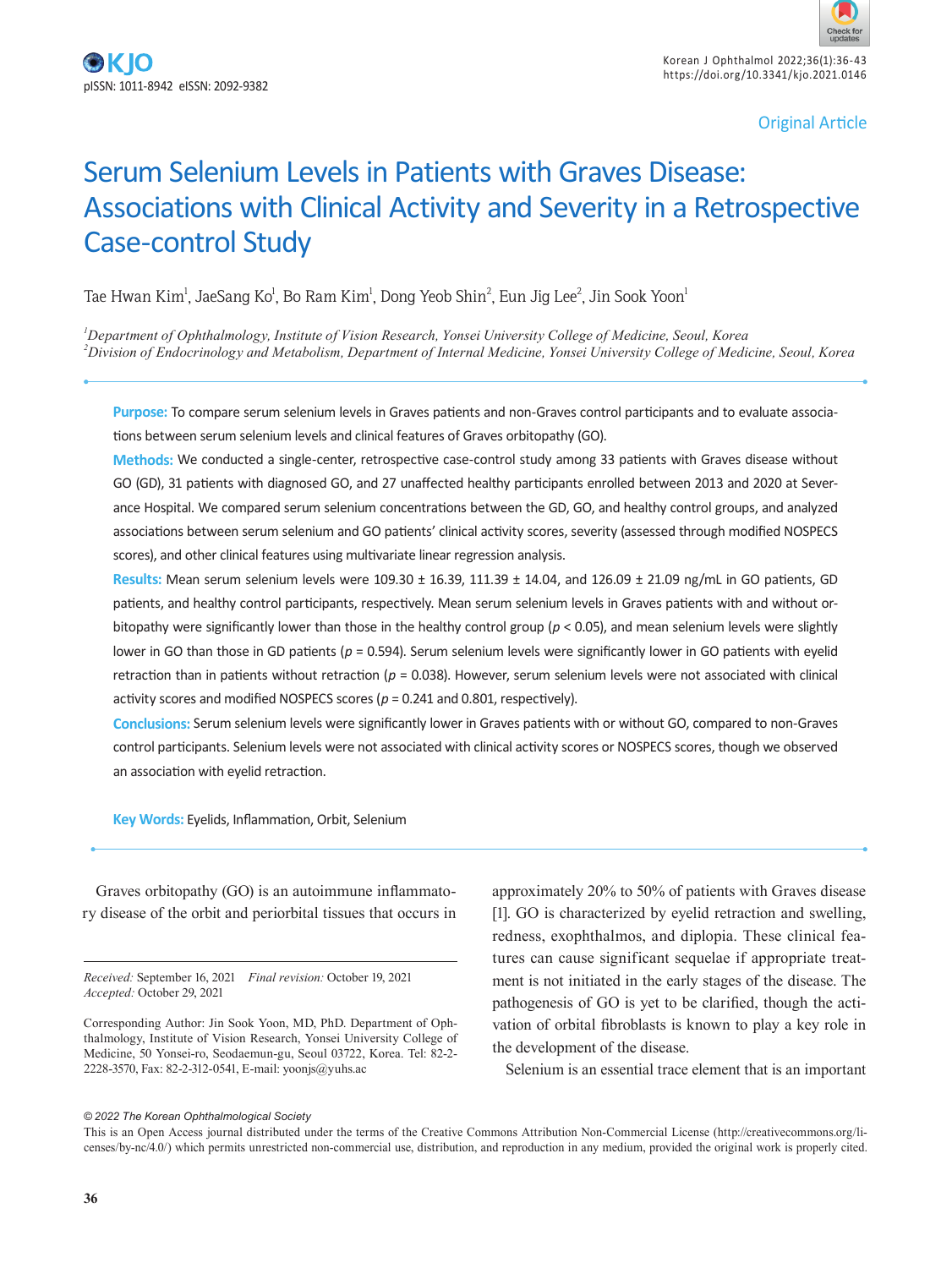Original Article

# Serum Selenium Levels in Patients with Graves Disease: Associations with Clinical Activity and Severity in a Retrospective Case-control Study

Tae Hwan Kim[1], JaeSang Ko[1], Bo Ram Kim[1], Dong Yeob Shin[2], Eun Jig Lee[2], Jin Sook Yoon[1]

[1]*Department of Ophthalmology, Institute of Vision Research, Yonsei University College of Medicine, Seoul, Korea*
[2]*Division of Endocrinology and Metabolism, Department of Internal Medicine, Yonsei University College of Medicine, Seoul, Korea*

**Purpose:** To compare serum selenium levels in Graves patients and non-Graves control participants and to evaluate associations between serum selenium levels and clinical features of Graves orbitopathy (GO).

**Methods:** We conducted a single-center, retrospective case-control study among 33 patients with Graves disease without GO (GD), 31 patients with diagnosed GO, and 27 unaffected healthy participants enrolled between 2013 and 2020 at Severance Hospital. We compared serum selenium concentrations between the GD, GO, and healthy control groups, and analyzed associations between serum selenium and GO patients' clinical activity scores, severity (assessed through modified NOSPECS scores), and other clinical features using multivariate linear regression analysis.

**Results:** Mean serum selenium levels were 109.30 ± 16.39, 111.39 ± 14.04, and 126.09 ± 21.09 ng/mL in GO patients, GD patients, and healthy control participants, respectively. Mean serum selenium levels in Graves patients with and without orbitopathy were significantly lower than those in the healthy control group ($p < 0.05$), and mean selenium levels were slightly lower in GO than those in GD patients ($p = 0.594$). Serum selenium levels were significantly lower in GO patients with eyelid retraction than in patients without retraction ($p = 0.038$). However, serum selenium levels were not associated with clinical activity scores and modified NOSPECS scores ($p = 0.241$ and 0.801, respectively).

**Conclusions:** Serum selenium levels were significantly lower in Graves patients with or without GO, compared to non-Graves control participants. Selenium levels were not associated with clinical activity scores or NOSPECS scores, though we observed an association with eyelid retraction.

**Key Words:** Eyelids, Inflammation, Orbit, Selenium

Graves orbitopathy (GO) is an autoimmune inflammatory disease of the orbit and periorbital tissues that occurs in approximately 20% to 50% of patients with Graves disease [1]. GO is characterized by eyelid retraction and swelling, redness, exophthalmos, and diplopia. These clinical features can cause significant sequelae if appropriate treatment is not initiated in the early stages of the disease. The pathogenesis of GO is yet to be clarified, though the activation of orbital fibroblasts is known to play a key role in the development of the disease.

Selenium is an essential trace element that is an important

*Received:* September 16, 2021 *Final revision:* October 19, 2021
*Accepted:* October 29, 2021

Corresponding Author: Jin Sook Yoon, MD, PhD. Department of Ophthalmology, Institute of Vision Research, Yonsei University College of Medicine, 50 Yonsei-ro, Seodaemun-gu, Seoul 03722, Korea. Tel: 82-2-2228-3570, Fax: 82-2-312-0541, E-mail: yoonjs@yuhs.ac

*© 2022 The Korean Ophthalmological Society*

This is an Open Access journal distributed under the terms of the Creative Commons Attribution Non-Commercial License (http://creativecommons.org/licenses/by-nc/4.0/) which permits unrestricted non-commercial use, distribution, and reproduction in any medium, provided the original work is properly cited.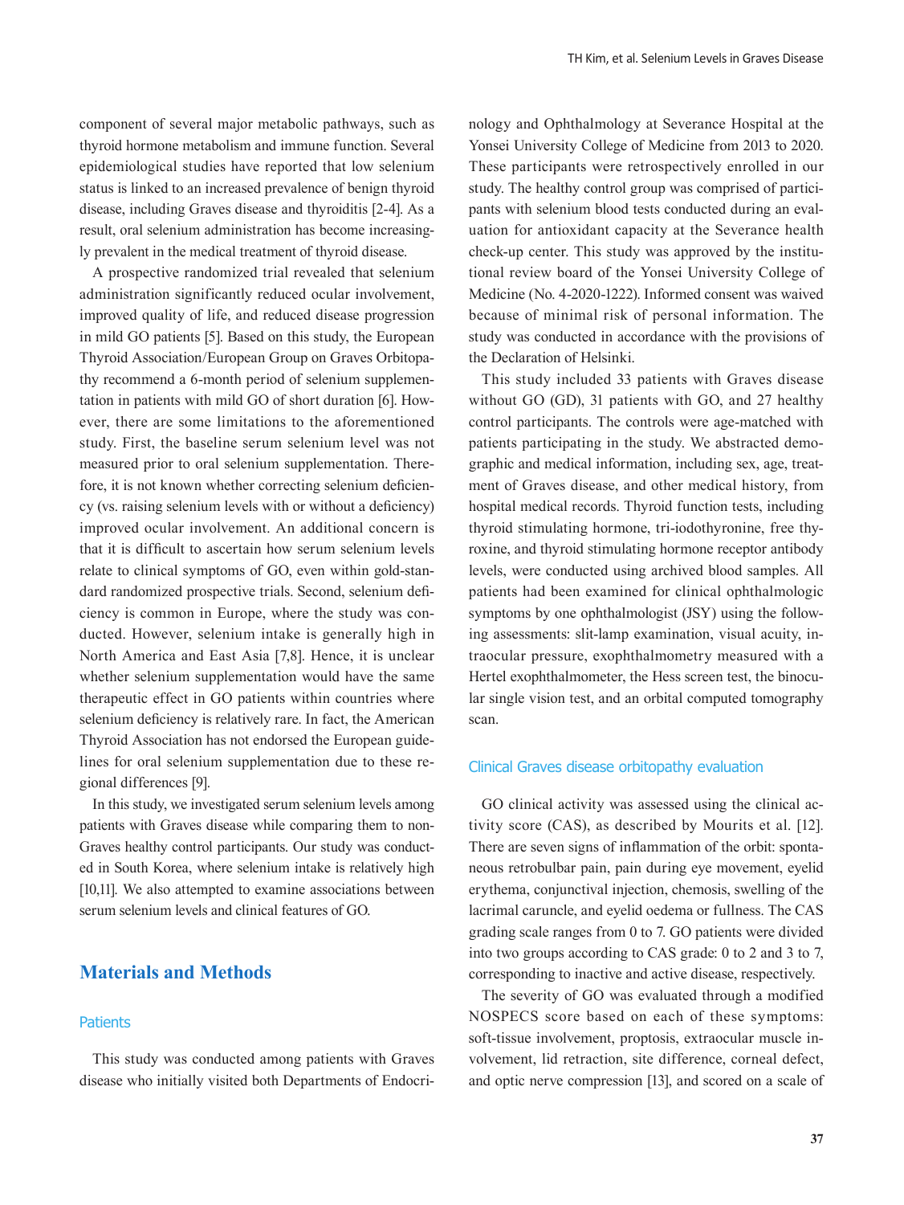component of several major metabolic pathways, such as thyroid hormone metabolism and immune function. Several epidemiological studies have reported that low selenium status is linked to an increased prevalence of benign thyroid disease, including Graves disease and thyroiditis [2-4]. As a result, oral selenium administration has become increasingly prevalent in the medical treatment of thyroid disease.

A prospective randomized trial revealed that selenium administration significantly reduced ocular involvement, improved quality of life, and reduced disease progression in mild GO patients [5]. Based on this study, the European Thyroid Association/European Group on Graves Orbitopathy recommend a 6-month period of selenium supplementation in patients with mild GO of short duration [6]. However, there are some limitations to the aforementioned study. First, the baseline serum selenium level was not measured prior to oral selenium supplementation. Therefore, it is not known whether correcting selenium deficiency (vs. raising selenium levels with or without a deficiency) improved ocular involvement. An additional concern is that it is difficult to ascertain how serum selenium levels relate to clinical symptoms of GO, even within gold-standard randomized prospective trials. Second, selenium deficiency is common in Europe, where the study was conducted. However, selenium intake is generally high in North America and East Asia [7,8]. Hence, it is unclear whether selenium supplementation would have the same therapeutic effect in GO patients within countries where selenium deficiency is relatively rare. In fact, the American Thyroid Association has not endorsed the European guidelines for oral selenium supplementation due to these regional differences [9].

In this study, we investigated serum selenium levels among patients with Graves disease while comparing them to non-Graves healthy control participants. Our study was conducted in South Korea, where selenium intake is relatively high [10,11]. We also attempted to examine associations between serum selenium levels and clinical features of GO.

## Materials and Methods

### Patients

This study was conducted among patients with Graves disease who initially visited both Departments of Endocrinology and Ophthalmology at Severance Hospital at the Yonsei University College of Medicine from 2013 to 2020. These participants were retrospectively enrolled in our study. The healthy control group was comprised of participants with selenium blood tests conducted during an evaluation for antioxidant capacity at the Severance health check-up center. This study was approved by the institutional review board of the Yonsei University College of Medicine (No. 4-2020-1222). Informed consent was waived because of minimal risk of personal information. The study was conducted in accordance with the provisions of the Declaration of Helsinki.

This study included 33 patients with Graves disease without GO (GD), 31 patients with GO, and 27 healthy control participants. The controls were age-matched with patients participating in the study. We abstracted demographic and medical information, including sex, age, treatment of Graves disease, and other medical history, from hospital medical records. Thyroid function tests, including thyroid stimulating hormone, tri-iodothyronine, free thyroxine, and thyroid stimulating hormone receptor antibody levels, were conducted using archived blood samples. All patients had been examined for clinical ophthalmologic symptoms by one ophthalmologist (JSY) using the following assessments: slit-lamp examination, visual acuity, intraocular pressure, exophthalmometry measured with a Hertel exophthalmometer, the Hess screen test, the binocular single vision test, and an orbital computed tomography scan.

### Clinical Graves disease orbitopathy evaluation

GO clinical activity was assessed using the clinical activity score (CAS), as described by Mourits et al. [12]. There are seven signs of inflammation of the orbit: spontaneous retrobulbar pain, pain during eye movement, eyelid erythema, conjunctival injection, chemosis, swelling of the lacrimal caruncle, and eyelid oedema or fullness. The CAS grading scale ranges from 0 to 7. GO patients were divided into two groups according to CAS grade: 0 to 2 and 3 to 7, corresponding to inactive and active disease, respectively.

The severity of GO was evaluated through a modified NOSPECS score based on each of these symptoms: soft-tissue involvement, proptosis, extraocular muscle involvement, lid retraction, site difference, corneal defect, and optic nerve compression [13], and scored on a scale of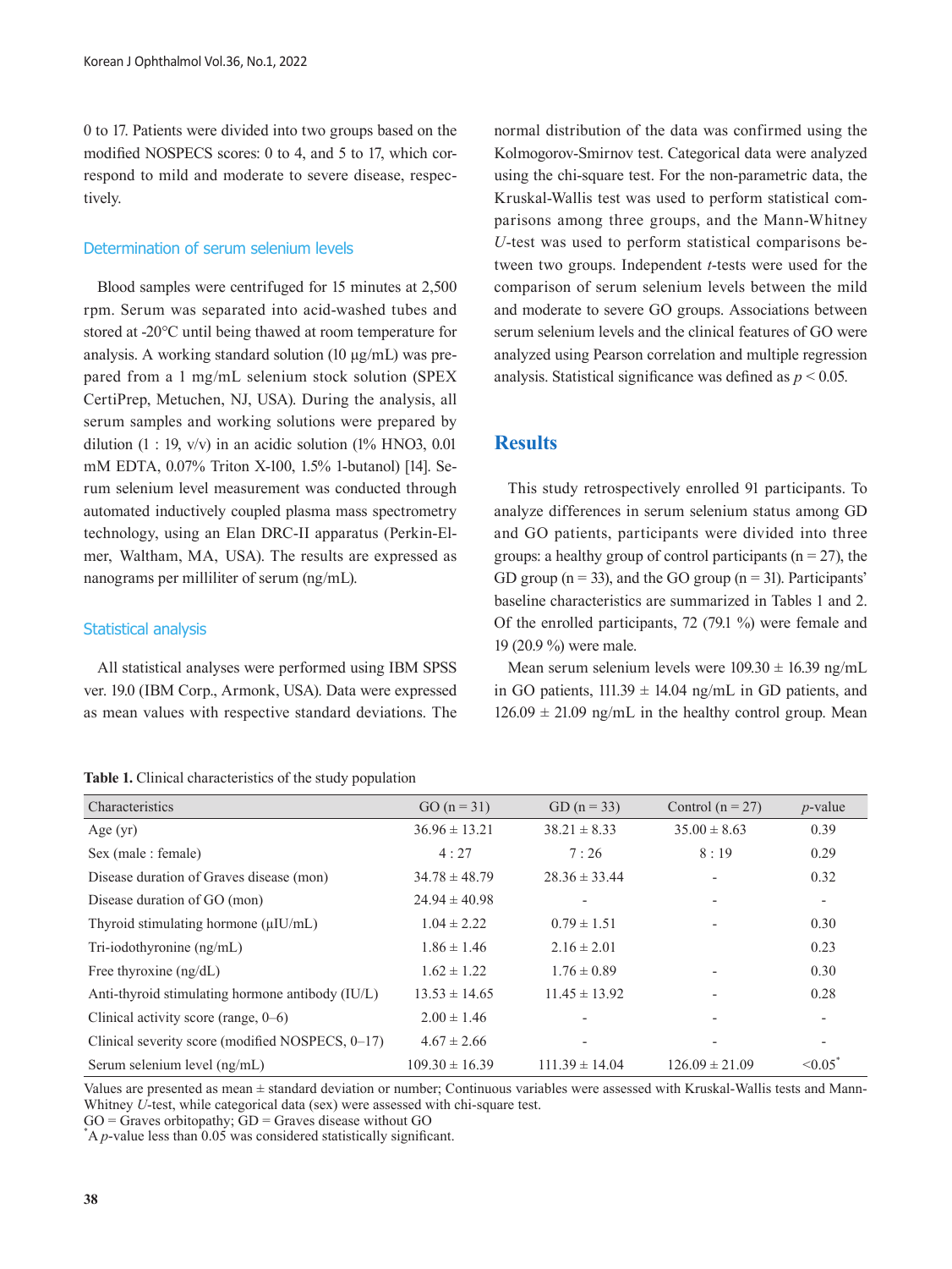0 to 17. Patients were divided into two groups based on the modified NOSPECS scores: 0 to 4, and 5 to 17, which correspond to mild and moderate to severe disease, respectively.

### Determination of serum selenium levels

Blood samples were centrifuged for 15 minutes at 2,500 rpm. Serum was separated into acid-washed tubes and stored at -20°C until being thawed at room temperature for analysis. A working standard solution (10 μg/mL) was prepared from a 1 mg/mL selenium stock solution (SPEX CertiPrep, Metuchen, NJ, USA). During the analysis, all serum samples and working solutions were prepared by dilution (1 : 19, v/v) in an acidic solution (1% $HNO_3$, 0.01 mM EDTA, 0.07% Triton X-100, 1.5% 1-butanol) [14]. Serum selenium level measurement was conducted through automated inductively coupled plasma mass spectrometry technology, using an Elan DRC-II apparatus (Perkin-Elmer, Waltham, MA, USA). The results are expressed as nanograms per milliliter of serum (ng/mL).

### Statistical analysis

All statistical analyses were performed using IBM SPSS ver. 19.0 (IBM Corp., Armonk, USA). Data were expressed as mean values with respective standard deviations. The normal distribution of the data was confirmed using the Kolmogorov-Smirnov test. Categorical data were analyzed using the chi-square test. For the non-parametric data, the Kruskal-Wallis test was used to perform statistical comparisons among three groups, and the Mann-Whitney *U*-test was used to perform statistical comparisons between two groups. Independent *t*-tests were used for the comparison of serum selenium levels between the mild and moderate to severe GO groups. Associations between serum selenium levels and the clinical features of GO were analyzed using Pearson correlation and multiple regression analysis. Statistical significance was defined as $p < 0.05$.

## Results

This study retrospectively enrolled 91 participants. To analyze differences in serum selenium status among GD and GO patients, participants were divided into three groups: a healthy group of control participants (n = 27), the GD group (n = 33), and the GO group (n = 31). Participants' baseline characteristics are summarized in Tables 1 and 2. Of the enrolled participants, 72 (79.1 %) were female and 19 (20.9 %) were male.

Mean serum selenium levels were 109.30 ± 16.39 ng/mL in GO patients, 111.39 ± 14.04 ng/mL in GD patients, and 126.09 ± 21.09 ng/mL in the healthy control group. Mean

**Table 1.** Clinical characteristics of the study population

| Characteristics | GO (n = 31) | GD (n = 33) | Control (n = 27) | *p*-value |
|---|---|---|---|---|
| Age (yr) | 36.96 ± 13.21 | 38.21 ± 8.33 | 35.00 ± 8.63 | 0.39 |
| Sex (male : female) | 4 : 27 | 7 : 26 | 8 : 19 | 0.29 |
| Disease duration of Graves disease (mon) | 34.78 ± 48.79 | 28.36 ± 33.44 | - | 0.32 |
| Disease duration of GO (mon) | 24.94 ± 40.98 | - | - | - |
| Thyroid stimulating hormone (μIU/mL) | 1.04 ± 2.22 | 0.79 ± 1.51 | - | 0.30 |
| Tri-iodothyronine (ng/mL) | 1.86 ± 1.46 | 2.16 ± 2.01 | | 0.23 |
| Free thyroxine (ng/dL) | 1.62 ± 1.22 | 1.76 ± 0.89 | - | 0.30 |
| Anti-thyroid stimulating hormone antibody (IU/L) | 13.53 ± 14.65 | 11.45 ± 13.92 | - | 0.28 |
| Clinical activity score (range, 0–6) | 2.00 ± 1.46 | - | - | - |
| Clinical severity score (modified NOSPECS, 0–17) | 4.67 ± 2.66 | - | - | - |
| Serum selenium level (ng/mL) | 109.30 ± 16.39 | 111.39 ± 14.04 | 126.09 ± 21.09 | <0.05* |

Values are presented as mean ± standard deviation or number; Continuous variables were assessed with Kruskal-Wallis tests and Mann-Whitney *U*-test, while categorical data (sex) were assessed with chi-square test.
GO = Graves orbitopathy; GD = Graves disease without GO
*A *p*-value less than 0.05 was considered statistically significant.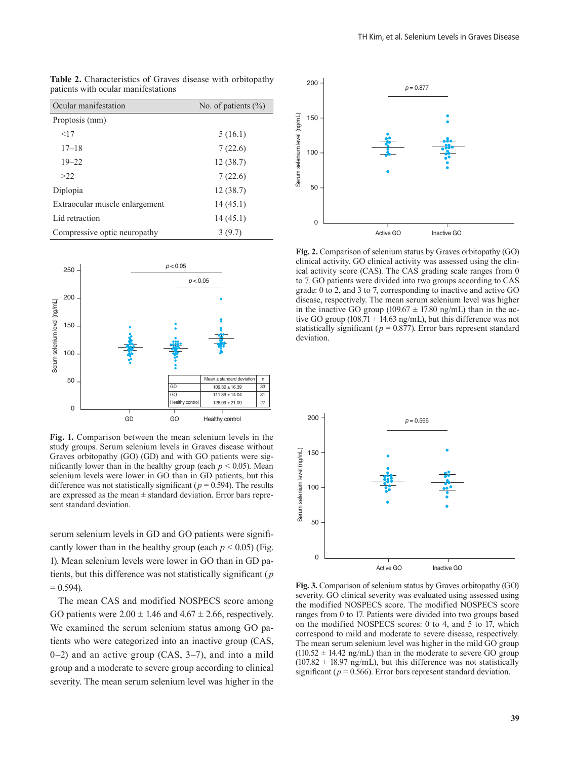**Table 2.** Characteristics of Graves disease with orbitopathy patients with ocular manifestations

| Ocular manifestation | No. of patients (%) |
|---|---|
| Proptosis (mm) | |
| <17 | 5 (16.1) |
| 17–18 | 7 (22.6) |
| 19–22 | 12 (38.7) |
| >22 | 7 (22.6) |
| Diplopia | 12 (38.7) |
| Extraocular muscle enlargement | 14 (45.1) |
| Lid retraction | 14 (45.1) |
| Compressive optic neuropathy | 3 (9.7) |

|  | Mean ± standard deviation | n |
|---|---|---|
| GD | 109.30 ± 16.39 | 33 |
| GO | 111.39 ± 14.04 | 31 |
| Healthy control | 126.09 ± 21.09 | 27 |

**Fig. 1.** Comparison between the mean selenium levels in the study groups. Serum selenium levels in Graves disease without Graves orbitopathy (GO) (GD) and with GO patients were significantly lower than in the healthy group (each $p < 0.05$). Mean selenium levels were lower in GO than in GD patients, but this difference was not statistically significant ($p = 0.594$). The results are expressed as the mean ± standard deviation. Error bars represent standard deviation.

serum selenium levels in GD and GO patients were significantly lower than in the healthy group (each $p < 0.05$) (Fig. 1). Mean selenium levels were lower in GO than in GD patients, but this difference was not statistically significant ($p = 0.594$).

The mean CAS and modified NOSPECS score among GO patients were 2.00 ± 1.46 and 4.67 ± 2.66, respectively. We examined the serum selenium status among GO patients who were categorized into an inactive group (CAS, 0–2) and an active group (CAS, 3–7), and into a mild group and a moderate to severe group according to clinical severity. The mean serum selenium level was higher in the

**Fig. 2.** Comparison of selenium status by Graves orbitopathy (GO) clinical activity. GO clinical activity was assessed using the clinical activity score (CAS). The CAS grading scale ranges from 0 to 7. GO patients were divided into two groups according to CAS grade: 0 to 2, and 3 to 7, corresponding to inactive and active GO disease, respectively. The mean serum selenium level was higher in the inactive GO group (109.67 ± 17.80 ng/mL) than in the active GO group (108.71 ± 14.63 ng/mL), but this difference was not statistically significant ($p = 0.877$). Error bars represent standard deviation.

**Fig. 3.** Comparison of selenium status by Graves orbitopathy (GO) severity. GO clinical severity was evaluated using assessed using the modified NOSPECS score. The modified NOSPECS score ranges from 0 to 17. Patients were divided into two groups based on the modified NOSPECS scores: 0 to 4, and 5 to 17, which correspond to mild and moderate to severe disease, respectively. The mean serum selenium level was higher in the mild GO group (110.52 ± 14.42 ng/mL) than in the moderate to severe GO group (107.82 ± 18.97 ng/mL), but this difference was not statistically significant ($p = 0.566$). Error bars represent standard deviation.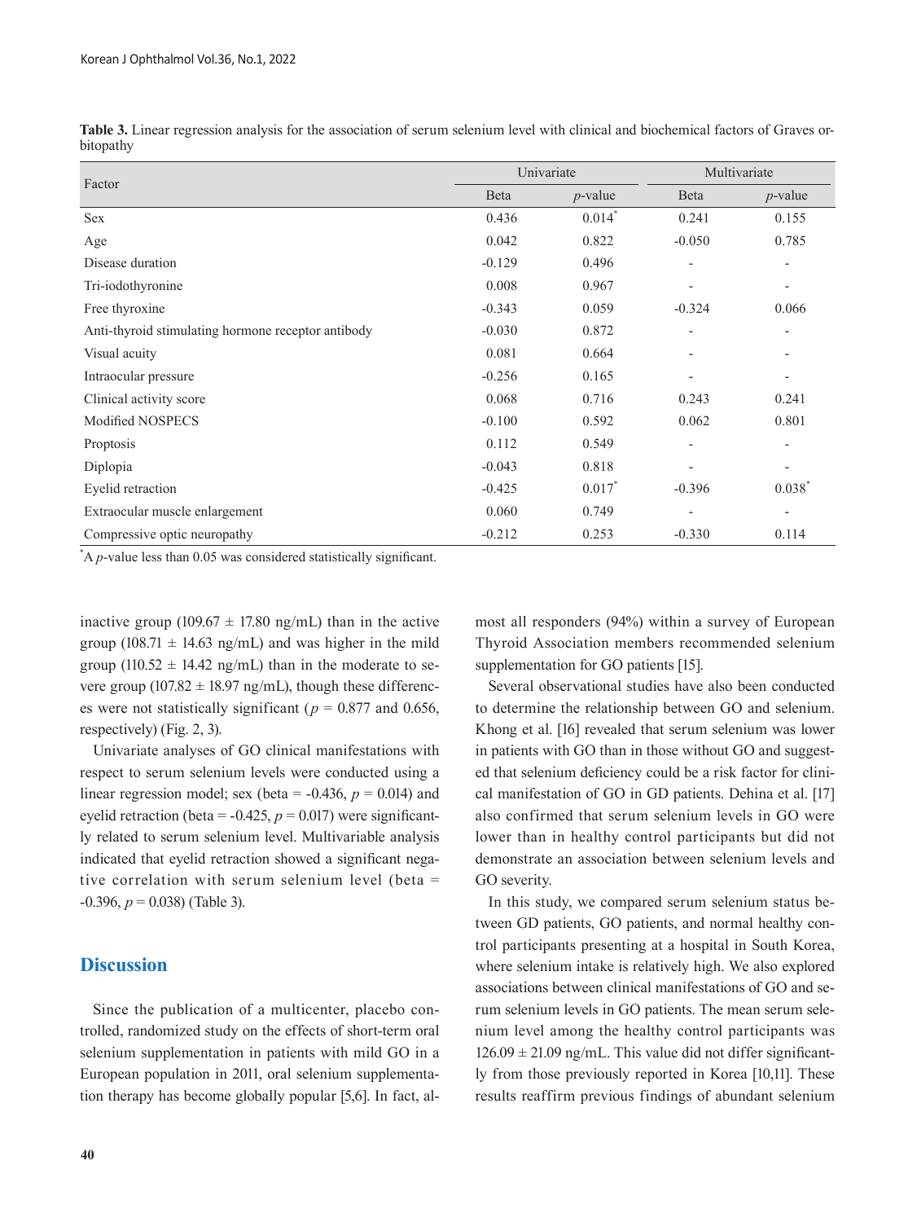**Table 3.** Linear regression analysis for the association of serum selenium level with clinical and biochemical factors of Graves orbitopathy

| Factor | Univariate | | Multivariate | |
|---|---|---|---|---|
| | Beta | *p*-value | Beta | *p*-value |
| Sex | 0.436 | 0.014* | 0.241 | 0.155 |
| Age | 0.042 | 0.822 | -0.050 | 0.785 |
| Disease duration | -0.129 | 0.496 | - | - |
| Tri-iodothyronine | 0.008 | 0.967 | - | - |
| Free thyroxine | -0.343 | 0.059 | -0.324 | 0.066 |
| Anti-thyroid stimulating hormone receptor antibody | -0.030 | 0.872 | - | - |
| Visual acuity | 0.081 | 0.664 | - | - |
| Intraocular pressure | -0.256 | 0.165 | - | - |
| Clinical activity score | 0.068 | 0.716 | 0.243 | 0.241 |
| Modified NOSPECS | -0.100 | 0.592 | 0.062 | 0.801 |
| Proptosis | 0.112 | 0.549 | - | - |
| Diplopia | -0.043 | 0.818 | - | - |
| Eyelid retraction | -0.425 | 0.017* | -0.396 | 0.038* |
| Extraocular muscle enlargement | 0.060 | 0.749 | - | - |
| Compressive optic neuropathy | -0.212 | 0.253 | -0.330 | 0.114 |

*A *p*-value less than 0.05 was considered statistically significant.

inactive group (109.67 ± 17.80 ng/mL) than in the active group (108.71 ± 14.63 ng/mL) and was higher in the mild group (110.52 ± 14.42 ng/mL) than in the moderate to severe group (107.82 ± 18.97 ng/mL), though these differences were not statistically significant ($p = 0.877$ and 0.656, respectively) (Fig. 2, 3).

Univariate analyses of GO clinical manifestations with respect to serum selenium levels were conducted using a linear regression model; sex (beta = -0.436, $p = 0.014$) and eyelid retraction (beta = -0.425, $p = 0.017$) were significantly related to serum selenium level. Multivariable analysis indicated that eyelid retraction showed a significant negative correlation with serum selenium level (beta = -0.396, $p = 0.038$) (Table 3).

## Discussion

Since the publication of a multicenter, placebo controlled, randomized study on the effects of short-term oral selenium supplementation in patients with mild GO in a European population in 2011, oral selenium supplementation therapy has become globally popular [5,6]. In fact, almost all responders (94%) within a survey of European Thyroid Association members recommended selenium supplementation for GO patients [15].

Several observational studies have also been conducted to determine the relationship between GO and selenium. Khong et al. [16] revealed that serum selenium was lower in patients with GO than in those without GO and suggested that selenium deficiency could be a risk factor for clinical manifestation of GO in GD patients. Dehina et al. [17] also confirmed that serum selenium levels in GO were lower than in healthy control participants but did not demonstrate an association between selenium levels and GO severity.

In this study, we compared serum selenium status between GD patients, GO patients, and normal healthy control participants presenting at a hospital in South Korea, where selenium intake is relatively high. We also explored associations between clinical manifestations of GO and serum selenium levels in GO patients. The mean serum selenium level among the healthy control participants was 126.09 ± 21.09 ng/mL. This value did not differ significantly from those previously reported in Korea [10,11]. These results reaffirm previous findings of abundant selenium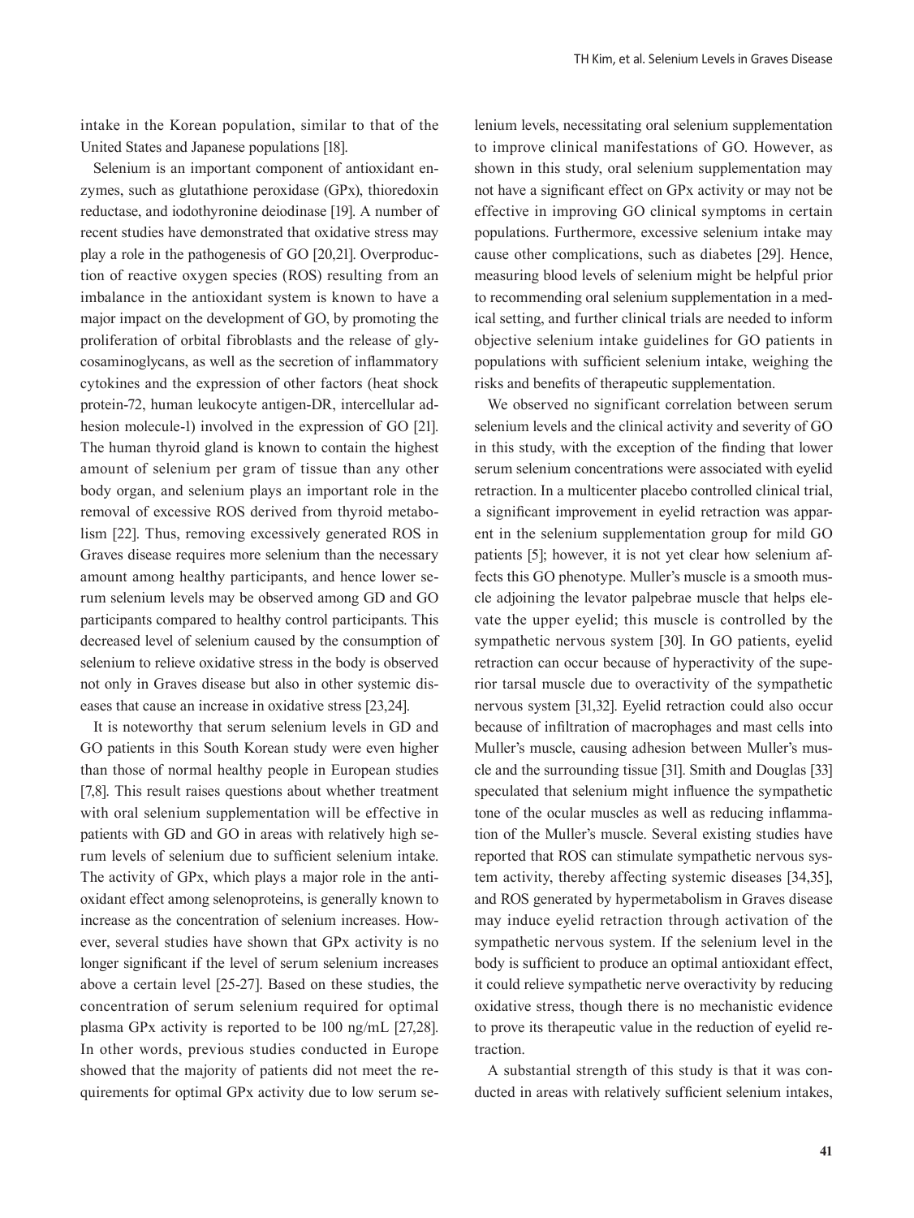intake in the Korean population, similar to that of the United States and Japanese populations [18].

Selenium is an important component of antioxidant enzymes, such as glutathione peroxidase (GPx), thioredoxin reductase, and iodothyronine deiodinase [19]. A number of recent studies have demonstrated that oxidative stress may play a role in the pathogenesis of GO [20,21]. Overproduction of reactive oxygen species (ROS) resulting from an imbalance in the antioxidant system is known to have a major impact on the development of GO, by promoting the proliferation of orbital fibroblasts and the release of glycosaminoglycans, as well as the secretion of inflammatory cytokines and the expression of other factors (heat shock protein-72, human leukocyte antigen-DR, intercellular adhesion molecule-1) involved in the expression of GO [21]. The human thyroid gland is known to contain the highest amount of selenium per gram of tissue than any other body organ, and selenium plays an important role in the removal of excessive ROS derived from thyroid metabolism [22]. Thus, removing excessively generated ROS in Graves disease requires more selenium than the necessary amount among healthy participants, and hence lower serum selenium levels may be observed among GD and GO participants compared to healthy control participants. This decreased level of selenium caused by the consumption of selenium to relieve oxidative stress in the body is observed not only in Graves disease but also in other systemic diseases that cause an increase in oxidative stress [23,24].

It is noteworthy that serum selenium levels in GD and GO patients in this South Korean study were even higher than those of normal healthy people in European studies [7,8]. This result raises questions about whether treatment with oral selenium supplementation will be effective in patients with GD and GO in areas with relatively high serum levels of selenium due to sufficient selenium intake. The activity of GPx, which plays a major role in the antioxidant effect among selenoproteins, is generally known to increase as the concentration of selenium increases. However, several studies have shown that GPx activity is no longer significant if the level of serum selenium increases above a certain level [25-27]. Based on these studies, the concentration of serum selenium required for optimal plasma GPx activity is reported to be 100 ng/mL [27,28]. In other words, previous studies conducted in Europe showed that the majority of patients did not meet the requirements for optimal GPx activity due to low serum selenium levels, necessitating oral selenium supplementation to improve clinical manifestations of GO. However, as shown in this study, oral selenium supplementation may not have a significant effect on GPx activity or may not be effective in improving GO clinical symptoms in certain populations. Furthermore, excessive selenium intake may cause other complications, such as diabetes [29]. Hence, measuring blood levels of selenium might be helpful prior to recommending oral selenium supplementation in a medical setting, and further clinical trials are needed to inform objective selenium intake guidelines for GO patients in populations with sufficient selenium intake, weighing the risks and benefits of therapeutic supplementation.

We observed no significant correlation between serum selenium levels and the clinical activity and severity of GO in this study, with the exception of the finding that lower serum selenium concentrations were associated with eyelid retraction. In a multicenter placebo controlled clinical trial, a significant improvement in eyelid retraction was apparent in the selenium supplementation group for mild GO patients [5]; however, it is not yet clear how selenium affects this GO phenotype. Muller's muscle is a smooth muscle adjoining the levator palpebrae muscle that helps elevate the upper eyelid; this muscle is controlled by the sympathetic nervous system [30]. In GO patients, eyelid retraction can occur because of hyperactivity of the superior tarsal muscle due to overactivity of the sympathetic nervous system [31,32]. Eyelid retraction could also occur because of infiltration of macrophages and mast cells into Muller's muscle, causing adhesion between Muller's muscle and the surrounding tissue [31]. Smith and Douglas [33] speculated that selenium might influence the sympathetic tone of the ocular muscles as well as reducing inflammation of the Muller's muscle. Several existing studies have reported that ROS can stimulate sympathetic nervous system activity, thereby affecting systemic diseases [34,35], and ROS generated by hypermetabolism in Graves disease may induce eyelid retraction through activation of the sympathetic nervous system. If the selenium level in the body is sufficient to produce an optimal antioxidant effect, it could relieve sympathetic nerve overactivity by reducing oxidative stress, though there is no mechanistic evidence to prove its therapeutic value in the reduction of eyelid retraction.

A substantial strength of this study is that it was conducted in areas with relatively sufficient selenium intakes,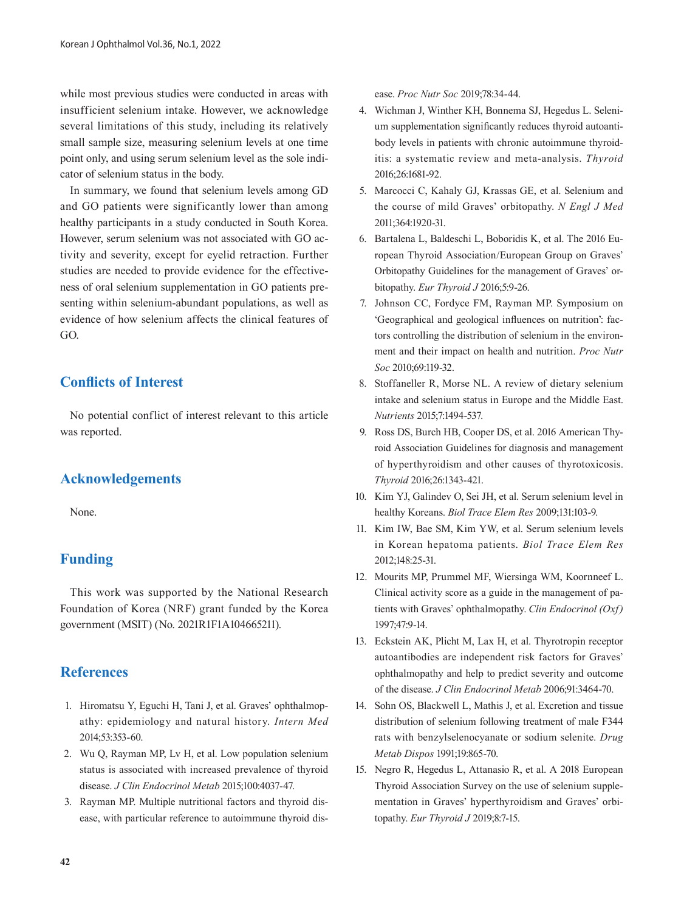while most previous studies were conducted in areas with insufficient selenium intake. However, we acknowledge several limitations of this study, including its relatively small sample size, measuring selenium levels at one time point only, and using serum selenium level as the sole indicator of selenium status in the body.

In summary, we found that selenium levels among GD and GO patients were significantly lower than among healthy participants in a study conducted in South Korea. However, serum selenium was not associated with GO activity and severity, except for eyelid retraction. Further studies are needed to provide evidence for the effectiveness of oral selenium supplementation in GO patients presenting within selenium-abundant populations, as well as evidence of how selenium affects the clinical features of GO.

## Conflicts of Interest

No potential conflict of interest relevant to this article was reported.

## Acknowledgements

None.

## Funding

This work was supported by the National Research Foundation of Korea (NRF) grant funded by the Korea government (MSIT) (No. 2021R1F1A104665211).

## References

1. Hiromatsu Y, Eguchi H, Tani J, et al. Graves' ophthalmopathy: epidemiology and natural history. *Intern Med* 2014;53:353-60.
2. Wu Q, Rayman MP, Lv H, et al. Low population selenium status is associated with increased prevalence of thyroid disease. *J Clin Endocrinol Metab* 2015;100:4037-47.
3. Rayman MP. Multiple nutritional factors and thyroid disease, with particular reference to autoimmune thyroid disease. *Proc Nutr Soc* 2019;78:34-44.
4. Wichman J, Winther KH, Bonnema SJ, Hegedus L. Selenium supplementation significantly reduces thyroid autoantibody levels in patients with chronic autoimmune thyroiditis: a systematic review and meta-analysis. *Thyroid* 2016;26:1681-92.
5. Marcocci C, Kahaly GJ, Krassas GE, et al. Selenium and the course of mild Graves' orbitopathy. *N Engl J Med* 2011;364:1920-31.
6. Bartalena L, Baldeschi L, Boboridis K, et al. The 2016 European Thyroid Association/European Group on Graves' Orbitopathy Guidelines for the management of Graves' orbitopathy. *Eur Thyroid J* 2016;5:9-26.
7. Johnson CC, Fordyce FM, Rayman MP. Symposium on 'Geographical and geological influences on nutrition': factors controlling the distribution of selenium in the environment and their impact on health and nutrition. *Proc Nutr Soc* 2010;69:119-32.
8. Stoffaneller R, Morse NL. A review of dietary selenium intake and selenium status in Europe and the Middle East. *Nutrients* 2015;7:1494-537.
9. Ross DS, Burch HB, Cooper DS, et al. 2016 American Thyroid Association Guidelines for diagnosis and management of hyperthyroidism and other causes of thyrotoxicosis. *Thyroid* 2016;26:1343-421.
10. Kim YJ, Galindev O, Sei JH, et al. Serum selenium level in healthy Koreans. *Biol Trace Elem Res* 2009;131:103-9.
11. Kim IW, Bae SM, Kim YW, et al. Serum selenium levels in Korean hepatoma patients. *Biol Trace Elem Res* 2012;148:25-31.
12. Mourits MP, Prummel MF, Wiersinga WM, Koornneef L. Clinical activity score as a guide in the management of patients with Graves' ophthalmopathy. *Clin Endocrinol (Oxf)* 1997;47:9-14.
13. Eckstein AK, Plicht M, Lax H, et al. Thyrotropin receptor autoantibodies are independent risk factors for Graves' ophthalmopathy and help to predict severity and outcome of the disease. *J Clin Endocrinol Metab* 2006;91:3464-70.
14. Sohn OS, Blackwell L, Mathis J, et al. Excretion and tissue distribution of selenium following treatment of male F344 rats with benzylselenocyanate or sodium selenite. *Drug Metab Dispos* 1991;19:865-70.
15. Negro R, Hegedus L, Attanasio R, et al. A 2018 European Thyroid Association Survey on the use of selenium supplementation in Graves' hyperthyroidism and Graves' orbitopathy. *Eur Thyroid J* 2019;8:7-15.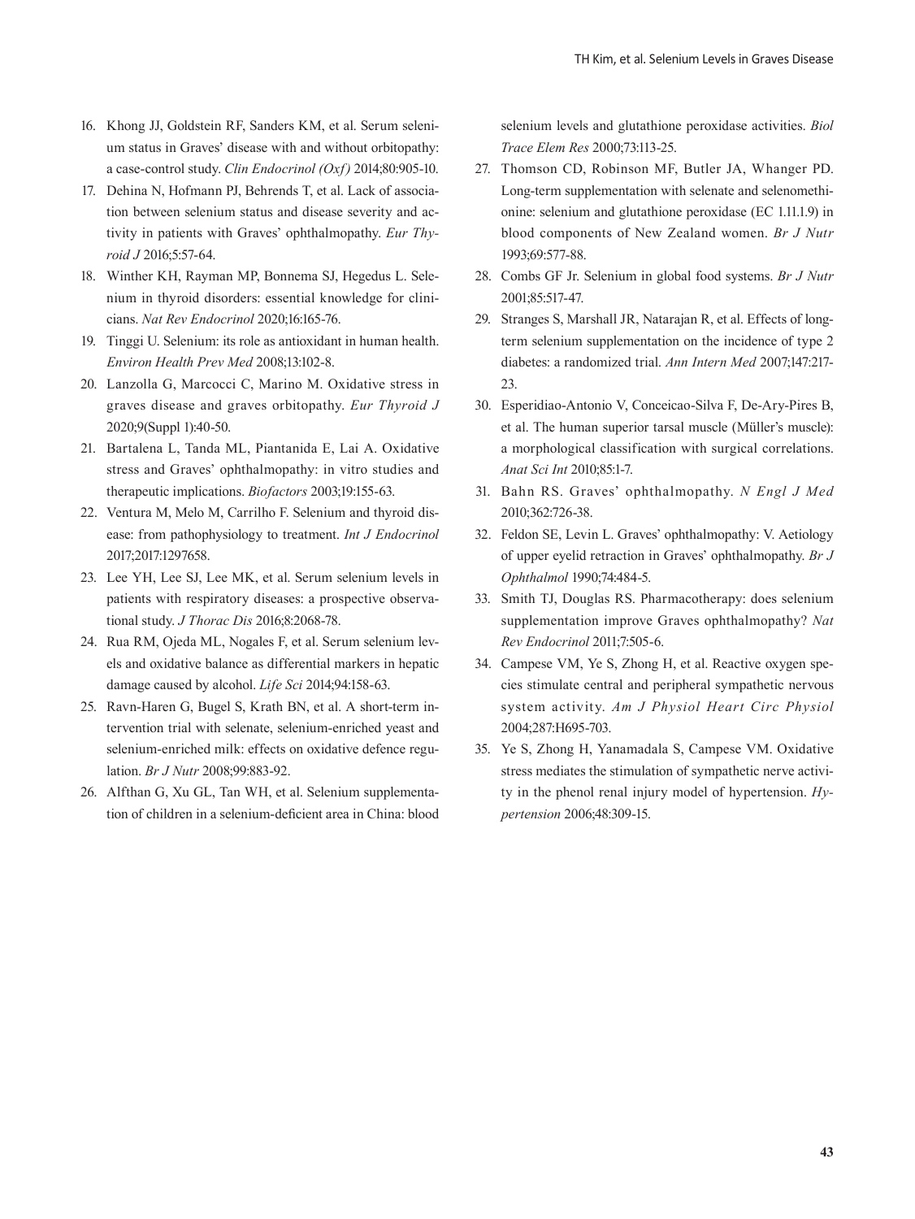16. Khong JJ, Goldstein RF, Sanders KM, et al. Serum selenium status in Graves' disease with and without orbitopathy: a case-control study. *Clin Endocrinol (Oxf)* 2014;80:905-10.
17. Dehina N, Hofmann PJ, Behrends T, et al. Lack of association between selenium status and disease severity and activity in patients with Graves' ophthalmopathy. *Eur Thyroid J* 2016;5:57-64.
18. Winther KH, Rayman MP, Bonnema SJ, Hegedus L. Selenium in thyroid disorders: essential knowledge for clinicians. *Nat Rev Endocrinol* 2020;16:165-76.
19. Tinggi U. Selenium: its role as antioxidant in human health. *Environ Health Prev Med* 2008;13:102-8.
20. Lanzolla G, Marcocci C, Marino M. Oxidative stress in graves disease and graves orbitopathy. *Eur Thyroid J* 2020;9(Suppl 1):40-50.
21. Bartalena L, Tanda ML, Piantanida E, Lai A. Oxidative stress and Graves' ophthalmopathy: in vitro studies and therapeutic implications. *Biofactors* 2003;19:155-63.
22. Ventura M, Melo M, Carrilho F. Selenium and thyroid disease: from pathophysiology to treatment. *Int J Endocrinol* 2017;2017:1297658.
23. Lee YH, Lee SJ, Lee MK, et al. Serum selenium levels in patients with respiratory diseases: a prospective observational study. *J Thorac Dis* 2016;8:2068-78.
24. Rua RM, Ojeda ML, Nogales F, et al. Serum selenium levels and oxidative balance as differential markers in hepatic damage caused by alcohol. *Life Sci* 2014;94:158-63.
25. Ravn-Haren G, Bugel S, Krath BN, et al. A short-term intervention trial with selenate, selenium-enriched yeast and selenium-enriched milk: effects on oxidative defence regulation. *Br J Nutr* 2008;99:883-92.
26. Alfthan G, Xu GL, Tan WH, et al. Selenium supplementation of children in a selenium-deficient area in China: blood selenium levels and glutathione peroxidase activities. *Biol Trace Elem Res* 2000;73:113-25.
27. Thomson CD, Robinson MF, Butler JA, Whanger PD. Long-term supplementation with selenate and selenomethionine: selenium and glutathione peroxidase (EC 1.11.1.9) in blood components of New Zealand women. *Br J Nutr* 1993;69:577-88.
28. Combs GF Jr. Selenium in global food systems. *Br J Nutr* 2001;85:517-47.
29. Stranges S, Marshall JR, Natarajan R, et al. Effects of long-term selenium supplementation on the incidence of type 2 diabetes: a randomized trial. *Ann Intern Med* 2007;147:217-23.
30. Esperidiao-Antonio V, Conceicao-Silva F, De-Ary-Pires B, et al. The human superior tarsal muscle (Müller's muscle): a morphological classification with surgical correlations. *Anat Sci Int* 2010;85:1-7.
31. Bahn RS. Graves' ophthalmopathy. *N Engl J Med* 2010;362:726-38.
32. Feldon SE, Levin L. Graves' ophthalmopathy: V. Aetiology of upper eyelid retraction in Graves' ophthalmopathy. *Br J Ophthalmol* 1990;74:484-5.
33. Smith TJ, Douglas RS. Pharmacotherapy: does selenium supplementation improve Graves ophthalmopathy? *Nat Rev Endocrinol* 2011;7:505-6.
34. Campese VM, Ye S, Zhong H, et al. Reactive oxygen species stimulate central and peripheral sympathetic nervous system activity. *Am J Physiol Heart Circ Physiol* 2004;287:H695-703.
35. Ye S, Zhong H, Yanamadala S, Campese VM. Oxidative stress mediates the stimulation of sympathetic nerve activity in the phenol renal injury model of hypertension. *Hypertension* 2006;48:309-15.